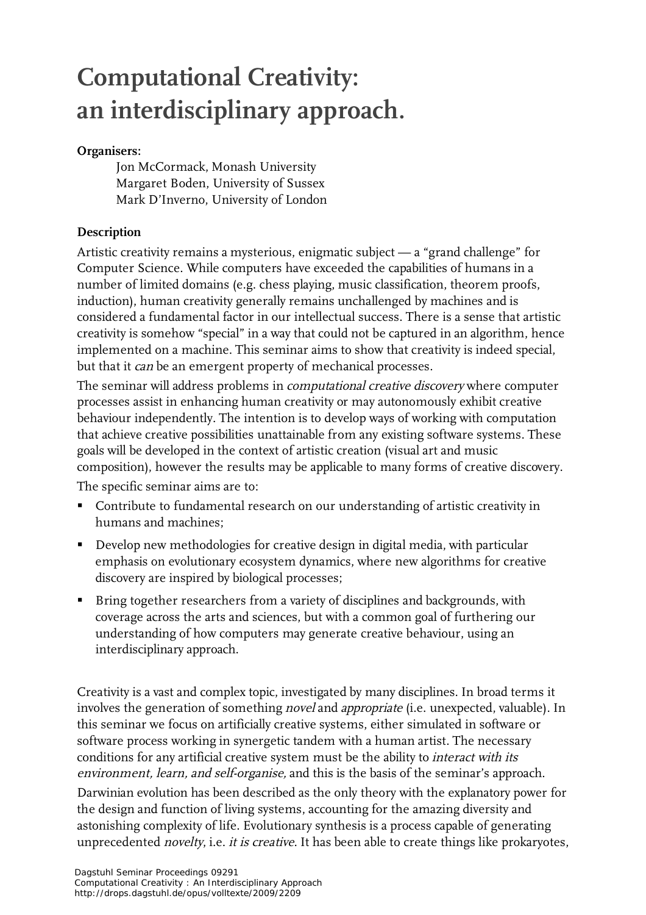# Computational Creativity: an interdisciplinary approach.

**Organisers:**

Jon McCormack, Monash University
Margaret Boden, University of Sussex
Mark D'Inverno, University of London

**Description**

Artistic creativity remains a mysterious, enigmatic subject — a "grand challenge" for Computer Science. While computers have exceeded the capabilities of humans in a number of limited domains (e.g. chess playing, music classification, theorem proofs, induction), human creativity generally remains unchallenged by machines and is considered a fundamental factor in our intellectual success. There is a sense that artistic creativity is somehow "special" in a way that could not be captured in an algorithm, hence implemented on a machine. This seminar aims to show that creativity is indeed special, but that it *can* be an emergent property of mechanical processes.

The seminar will address problems in *computational creative discovery* where computer processes assist in enhancing human creativity or may autonomously exhibit creative behaviour independently. The intention is to develop ways of working with computation that achieve creative possibilities unattainable from any existing software systems. These goals will be developed in the context of artistic creation (visual art and music composition), however the results may be applicable to many forms of creative discovery.

The specific seminar aims are to:

- Contribute to fundamental research on our understanding of artistic creativity in humans and machines;
- Develop new methodologies for creative design in digital media, with particular emphasis on evolutionary ecosystem dynamics, where new algorithms for creative discovery are inspired by biological processes;
- Bring together researchers from a variety of disciplines and backgrounds, with coverage across the arts and sciences, but with a common goal of furthering our understanding of how computers may generate creative behaviour, using an interdisciplinary approach.

Creativity is a vast and complex topic, investigated by many disciplines. In broad terms it involves the generation of something *novel* and *appropriate* (i.e. unexpected, valuable). In this seminar we focus on artificially creative systems, either simulated in software or software process working in synergetic tandem with a human artist. The necessary conditions for any artificial creative system must be the ability to *interact with its environment, learn, and self-organise,* and this is the basis of the seminar's approach.

Darwinian evolution has been described as the only theory with the explanatory power for the design and function of living systems, accounting for the amazing diversity and astonishing complexity of life. Evolutionary synthesis is a process capable of generating unprecedented *novelty*, i.e. *it is creative*. It has been able to create things like prokaryotes,

Dagstuhl Seminar Proceedings 09291
Computational Creativity : An Interdisciplinary Approach
http://drops.dagstuhl.de/opus/volltexte/2009/2209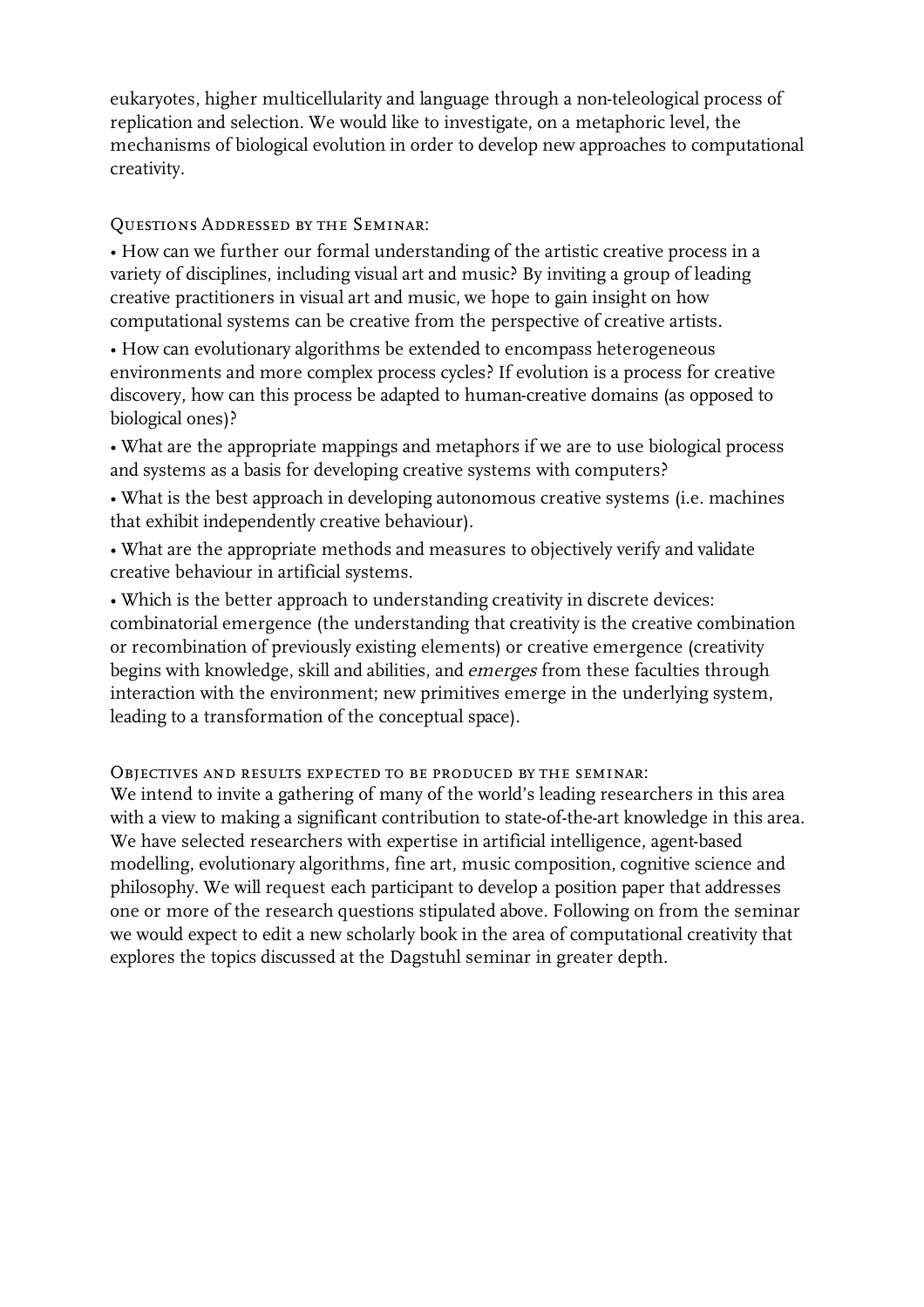eukaryotes, higher multicellularity and language through a non-teleological process of replication and selection. We would like to investigate, on a metaphoric level, the mechanisms of biological evolution in order to develop new approaches to computational creativity.

## Questions Addressed by the Seminar:

- How can we further our formal understanding of the artistic creative process in a variety of disciplines, including visual art and music? By inviting a group of leading creative practitioners in visual art and music, we hope to gain insight on how computational systems can be creative from the perspective of creative artists.
- How can evolutionary algorithms be extended to encompass heterogeneous environments and more complex process cycles? If evolution is a process for creative discovery, how can this process be adapted to human-creative domains (as opposed to biological ones)?
- What are the appropriate mappings and metaphors if we are to use biological process and systems as a basis for developing creative systems with computers?
- What is the best approach in developing autonomous creative systems (i.e. machines that exhibit independently creative behaviour).
- What are the appropriate methods and measures to objectively verify and validate creative behaviour in artificial systems.
- Which is the better approach to understanding creativity in discrete devices: combinatorial emergence (the understanding that creativity is the creative combination or recombination of previously existing elements) or creative emergence (creativity begins with knowledge, skill and abilities, and *emerges* from these faculties through interaction with the environment; new primitives emerge in the underlying system, leading to a transformation of the conceptual space).

## Objectives and results expected to be produced by the seminar:

We intend to invite a gathering of many of the world's leading researchers in this area with a view to making a significant contribution to state-of-the-art knowledge in this area. We have selected researchers with expertise in artificial intelligence, agent-based modelling, evolutionary algorithms, fine art, music composition, cognitive science and philosophy. We will request each participant to develop a position paper that addresses one or more of the research questions stipulated above. Following on from the seminar we would expect to edit a new scholarly book in the area of computational creativity that explores the topics discussed at the Dagstuhl seminar in greater depth.